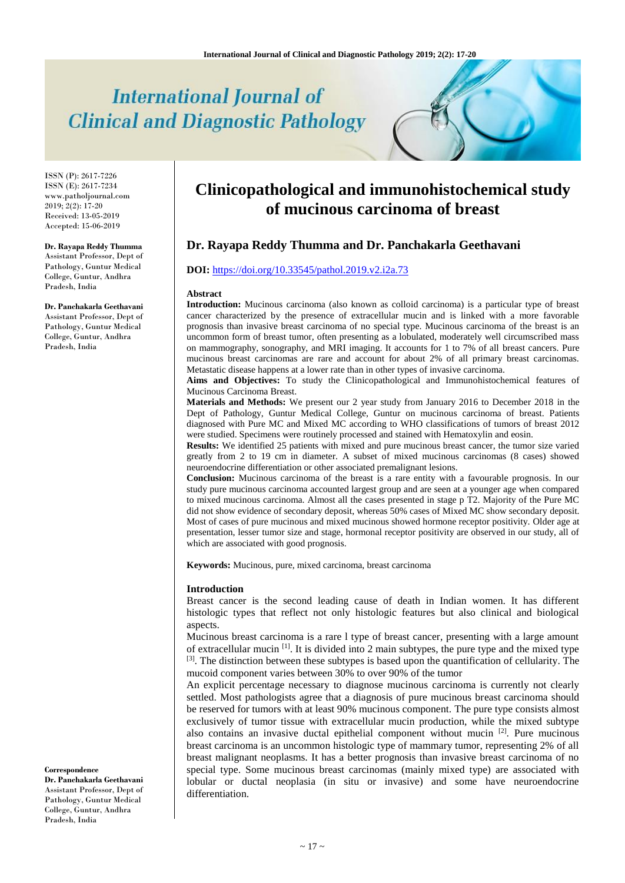# Clinicopathological and immunohistochemical study of mucinous carcinoma of breast

ISSN (P): 2617-7226
ISSN (E): 2617-7234
www.patholjournal.com
2019; 2(2): 17-20
Received: 13-05-2019
Accepted: 15-06-2019

**Dr. Rayapa Reddy Thumma**
Assistant Professor, Dept of Pathology, Guntur Medical College, Guntur, Andhra Pradesh, India

**Dr. Panchakarla Geethavani**
Assistant Professor, Dept of Pathology, Guntur Medical College, Guntur, Andhra Pradesh, India

**Correspondence**
**Dr. Panchakarla Geethavani**
Assistant Professor, Dept of Pathology, Guntur Medical College, Guntur, Andhra Pradesh, India

## Dr. Rayapa Reddy Thumma and Dr. Panchakarla Geethavani

**DOI:** https://doi.org/10.33545/pathol.2019.v2.i2a.73

### Abstract

**Introduction:** Mucinous carcinoma (also known as colloid carcinoma) is a particular type of breast cancer characterized by the presence of extracellular mucin and is linked with a more favorable prognosis than invasive breast carcinoma of no special type. Mucinous carcinoma of the breast is an uncommon form of breast tumor, often presenting as a lobulated, moderately well circumscribed mass on mammography, sonography, and MRI imaging. It accounts for 1 to 7% of all breast cancers. Pure mucinous breast carcinomas are rare and account for about 2% of all primary breast carcinomas. Metastatic disease happens at a lower rate than in other types of invasive carcinoma.

**Aims and Objectives:** To study the Clinicopathological and Immunohistochemical features of Mucinous Carcinoma Breast.

**Materials and Methods:** We present our 2 year study from January 2016 to December 2018 in the Dept of Pathology, Guntur Medical College, Guntur on mucinous carcinoma of breast. Patients diagnosed with Pure MC and Mixed MC according to WHO classifications of tumors of breast 2012 were studied. Specimens were routinely processed and stained with Hematoxylin and eosin.

**Results:** We identified 25 patients with mixed and pure mucinous breast cancer, the tumor size varied greatly from 2 to 19 cm in diameter. A subset of mixed mucinous carcinomas (8 cases) showed neuroendocrine differentiation or other associated premalignant lesions.

**Conclusion:** Mucinous carcinoma of the breast is a rare entity with a favourable prognosis. In our study pure mucinous carcinoma accounted largest group and are seen at a younger age when compared to mixed mucinous carcinoma. Almost all the cases presented in stage p T2. Majority of the Pure MC did not show evidence of secondary deposit, whereas 50% cases of Mixed MC show secondary deposit. Most of cases of pure mucinous and mixed mucinous showed hormone receptor positivity. Older age at presentation, lesser tumor size and stage, hormonal receptor positivity are observed in our study, all of which are associated with good prognosis.

**Keywords:** Mucinous, pure, mixed carcinoma, breast carcinoma

### Introduction

Breast cancer is the second leading cause of death in Indian women. It has different histologic types that reflect not only histologic features but also clinical and biological aspects.

Mucinous breast carcinoma is a rare l type of breast cancer, presenting with a large amount of extracellular mucin [1]. It is divided into 2 main subtypes, the pure type and the mixed type [3]. The distinction between these subtypes is based upon the quantification of cellularity. The mucoid component varies between 30% to over 90% of the tumor

An explicit percentage necessary to diagnose mucinous carcinoma is currently not clearly settled. Most pathologists agree that a diagnosis of pure mucinous breast carcinoma should be reserved for tumors with at least 90% mucinous component. The pure type consists almost exclusively of tumor tissue with extracellular mucin production, while the mixed subtype also contains an invasive ductal epithelial component without mucin [2]. Pure mucinous breast carcinoma is an uncommon histologic type of mammary tumor, representing 2% of all breast malignant neoplasms. It has a better prognosis than invasive breast carcinoma of no special type. Some mucinous breast carcinomas (mainly mixed type) are associated with lobular or ductal neoplasia (in situ or invasive) and some have neuroendocrine differentiation.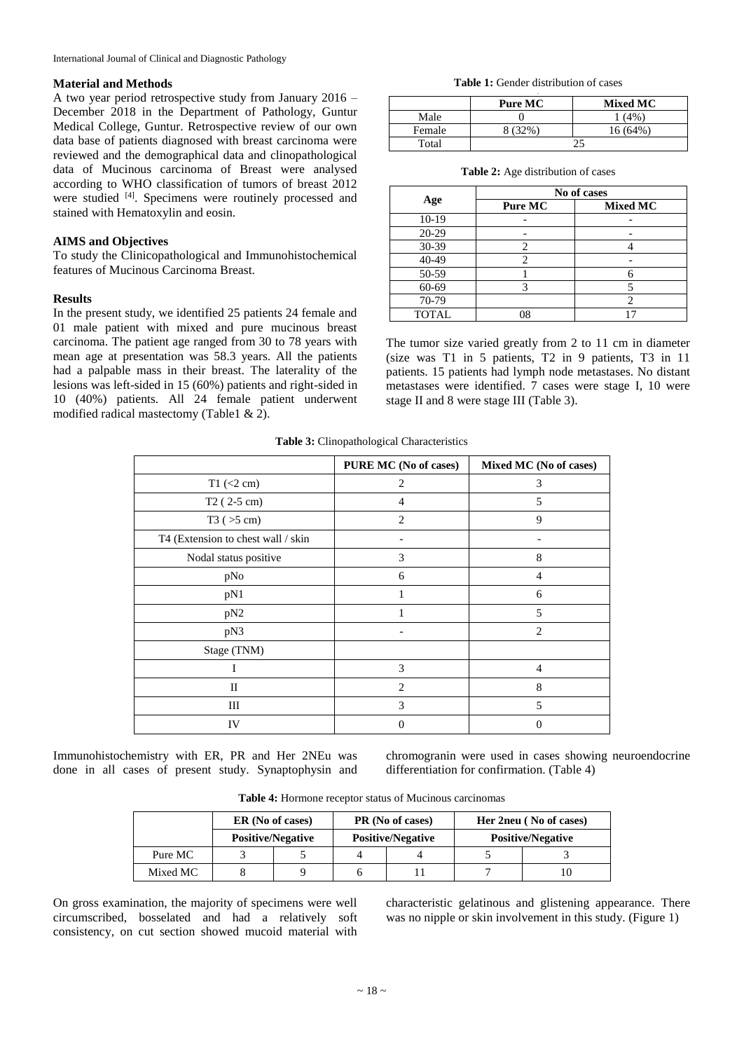## Material and Methods

A two year period retrospective study from January 2016 – December 2018 in the Department of Pathology, Guntur Medical College, Guntur. Retrospective review of our own data base of patients diagnosed with breast carcinoma were reviewed and the demographical data and clinopathological data of Mucinous carcinoma of Breast were analysed according to WHO classification of tumors of breast 2012 were studied [4]. Specimens were routinely processed and stained with Hematoxylin and eosin.

## AIMS and Objectives

To study the Clinicopathological and Immunohistochemical features of Mucinous Carcinoma Breast.

## Results

In the present study, we identified 25 patients 24 female and 01 male patient with mixed and pure mucinous breast carcinoma. The patient age ranged from 30 to 78 years with mean age at presentation was 58.3 years. All the patients had a palpable mass in their breast. The laterality of the lesions was left-sided in 15 (60%) patients and right-sided in 10 (40%) patients. All 24 female patient underwent modified radical mastectomy (Table1 & 2).

**Table 1:** Gender distribution of cases

| | Pure MC | Mixed MC |
|---|---|---|
| Male | 0 | 1 (4%) |
| Female | 8 (32%) | 16 (64%) |
| Total | 25 | |

**Table 2:** Age distribution of cases

| Age | No of cases | |
|---|---|---|
| | Pure MC | Mixed MC |
| 10-19 | - | - |
| 20-29 | - | - |
| 30-39 | 2 | 4 |
| 40-49 | 2 | - |
| 50-59 | 1 | 6 |
| 60-69 | 3 | 5 |
| 70-79 | | 2 |
| TOTAL | 08 | 17 |

The tumor size varied greatly from 2 to 11 cm in diameter (size was T1 in 5 patients, T2 in 9 patients, T3 in 11 patients. 15 patients had lymph node metastases. No distant metastases were identified. 7 cases were stage I, 10 were stage II and 8 were stage III (Table 3).

**Table 3:** Clinopathological Characteristics

| | PURE MC (No of cases) | Mixed MC (No of cases) |
|---|---|---|
| T1 (<2 cm) | 2 | 3 |
| T2 ( 2-5 cm) | 4 | 5 |
| T3 ( >5 cm) | 2 | 9 |
| T4 (Extension to chest wall / skin | - | - |
| Nodal status positive | 3 | 8 |
| pNo | 6 | 4 |
| pN1 | 1 | 6 |
| pN2 | 1 | 5 |
| pN3 | - | 2 |
| Stage (TNM) | | |
| I | 3 | 4 |
| II | 2 | 8 |
| III | 3 | 5 |
| IV | 0 | 0 |

Immunohistochemistry with ER, PR and Her 2NEu was done in all cases of present study. Synaptophysin and chromogranin were used in cases showing neuroendocrine differentiation for confirmation. (Table 4)

**Table 4:** Hormone receptor status of Mucinous carcinomas

| | ER (No of cases) | | PR (No of cases) | | Her 2neu ( No of cases) | |
|---|---|---|---|---|---|---|
| | Positive/Negative | | Positive/Negative | | Positive/Negative | |
| Pure MC | 3 | 5 | 4 | 4 | 5 | 3 |
| Mixed MC | 8 | 9 | 6 | 11 | 7 | 10 |

On gross examination, the majority of specimens were well circumscribed, bosselated and had a relatively soft consistency, on cut section showed mucoid material with characteristic gelatinous and glistening appearance. There was no nipple or skin involvement in this study. (Figure 1)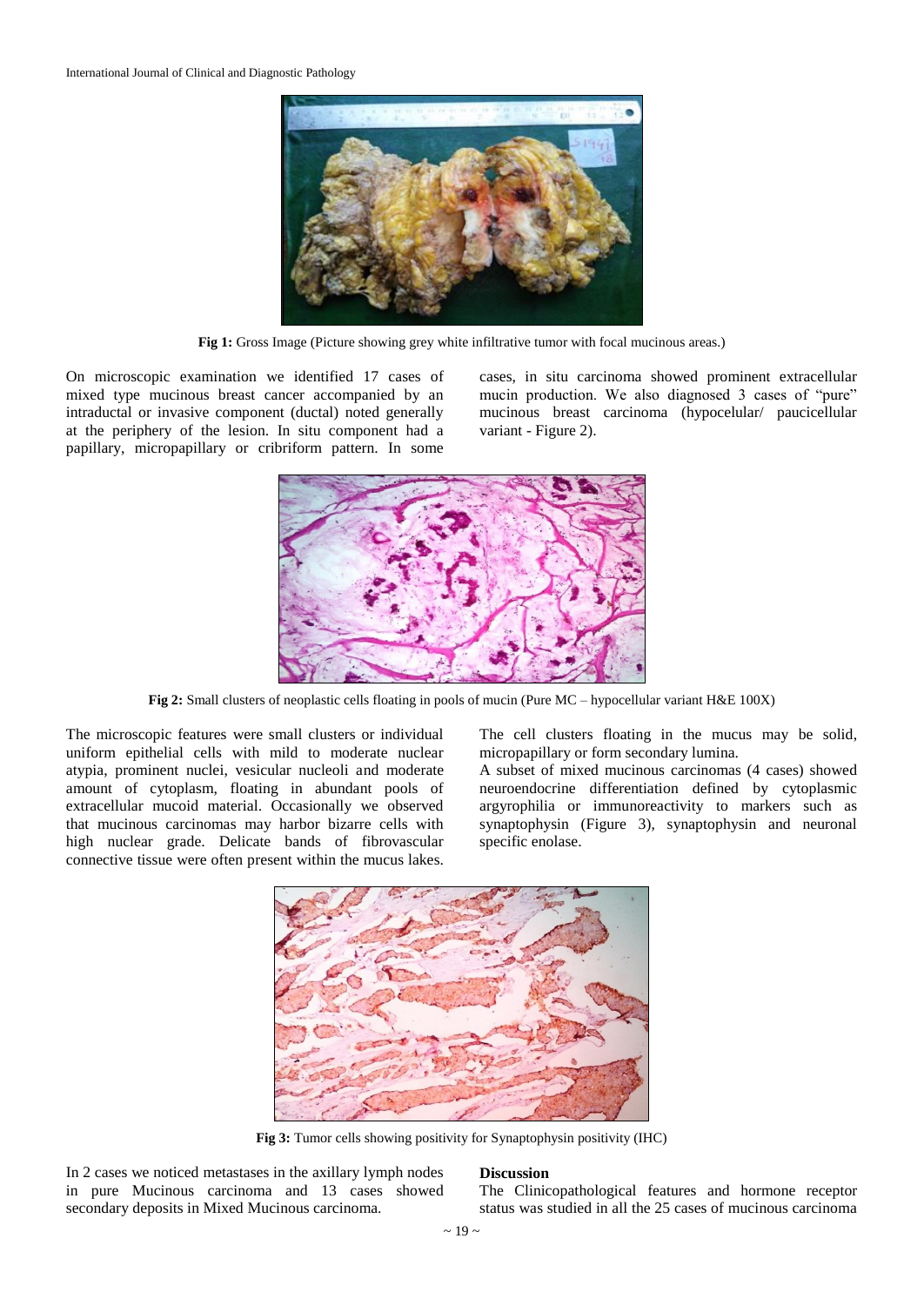Fig 1: Gross Image (Picture showing grey white infiltrative tumor with focal mucinous areas.)

On microscopic examination we identified 17 cases of mixed type mucinous breast cancer accompanied by an intraductal or invasive component (ductal) noted generally at the periphery of the lesion. In situ component had a papillary, micropapillary or cribriform pattern. In some cases, in situ carcinoma showed prominent extracellular mucin production. We also diagnosed 3 cases of "pure" mucinous breast carcinoma (hypocelular/ paucicellular variant - Figure 2).

Fig 2: Small clusters of neoplastic cells floating in pools of mucin (Pure MC – hypocellular variant H&E 100X)

The microscopic features were small clusters or individual uniform epithelial cells with mild to moderate nuclear atypia, prominent nuclei, vesicular nucleoli and moderate amount of cytoplasm, floating in abundant pools of extracellular mucoid material. Occasionally we observed that mucinous carcinomas may harbor bizarre cells with high nuclear grade. Delicate bands of fibrovascular connective tissue were often present within the mucus lakes. The cell clusters floating in the mucus may be solid, micropapillary or form secondary lumina.

A subset of mixed mucinous carcinomas (4 cases) showed neuroendocrine differentiation defined by cytoplasmic argyrophilia or immunoreactivity to markers such as synaptophysin (Figure 3), synaptophysin and neuronal specific enolase.

Fig 3: Tumor cells showing positivity for Synaptophysin positivity (IHC)

In 2 cases we noticed metastases in the axillary lymph nodes in pure Mucinous carcinoma and 13 cases showed secondary deposits in Mixed Mucinous carcinoma.

## Discussion

The Clinicopathological features and hormone receptor status was studied in all the 25 cases of mucinous carcinoma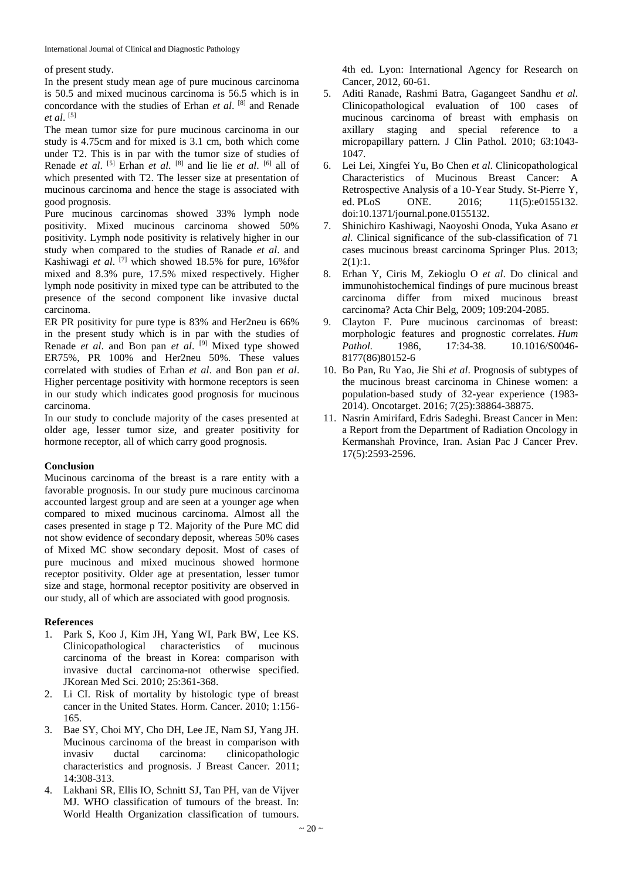of present study.

In the present study mean age of pure mucinous carcinoma is 50.5 and mixed mucinous carcinoma is 56.5 which is in concordance with the studies of Erhan *et al*. [8] and Renade *et al*. [5]

The mean tumor size for pure mucinous carcinoma in our study is 4.75cm and for mixed is 3.1 cm, both which come under T2. This is in par with the tumor size of studies of Renade *et al*. [5] Erhan *et al*. [8] and lie lie *et al*. [6] all of which presented with T2. The lesser size at presentation of mucinous carcinoma and hence the stage is associated with good prognosis.

Pure mucinous carcinomas showed 33% lymph node positivity. Mixed mucinous carcinoma showed 50% positivity. Lymph node positivity is relatively higher in our study when compared to the studies of Ranade *et al*. and Kashiwagi *et al*. [7] which showed 18.5% for pure, 16%for mixed and 8.3% pure, 17.5% mixed respectively. Higher lymph node positivity in mixed type can be attributed to the presence of the second component like invasive ductal carcinoma.

ER PR positivity for pure type is 83% and Her2neu is 66% in the present study which is in par with the studies of Renade *et al*. and Bon pan *et al*. [9] Mixed type showed ER75%, PR 100% and Her2neu 50%. These values correlated with studies of Erhan *et al*. and Bon pan *et al*. Higher percentage positivity with hormone receptors is seen in our study which indicates good prognosis for mucinous carcinoma.

In our study to conclude majority of the cases presented at older age, lesser tumor size, and greater positivity for hormone receptor, all of which carry good prognosis.

## Conclusion

Mucinous carcinoma of the breast is a rare entity with a favorable prognosis. In our study pure mucinous carcinoma accounted largest group and are seen at a younger age when compared to mixed mucinous carcinoma. Almost all the cases presented in stage p T2. Majority of the Pure MC did not show evidence of secondary deposit, whereas 50% cases of Mixed MC show secondary deposit. Most of cases of pure mucinous and mixed mucinous showed hormone receptor positivity. Older age at presentation, lesser tumor size and stage, hormonal receptor positivity are observed in our study, all of which are associated with good prognosis.

## References

1. Park S, Koo J, Kim JH, Yang WI, Park BW, Lee KS. Clinicopathological characteristics of mucinous carcinoma of the breast in Korea: comparison with invasive ductal carcinoma-not otherwise specified. JKorean Med Sci. 2010; 25:361-368.
2. Li CI. Risk of mortality by histologic type of breast cancer in the United States. Horm. Cancer. 2010; 1:156-165.
3. Bae SY, Choi MY, Cho DH, Lee JE, Nam SJ, Yang JH. Mucinous carcinoma of the breast in comparison with invasiv ductal carcinoma: clinicopathologic characteristics and prognosis. J Breast Cancer. 2011; 14:308-313.
4. Lakhani SR, Ellis IO, Schnitt SJ, Tan PH, van de Vijver MJ. WHO classification of tumours of the breast. In: World Health Organization classification of tumours. 4th ed. Lyon: International Agency for Research on Cancer, 2012, 60-61.
5. Aditi Ranade, Rashmi Batra, Gagangeet Sandhu *et al*. Clinicopathological evaluation of 100 cases of mucinous carcinoma of breast with emphasis on axillary staging and special reference to a micropapillary pattern. J Clin Pathol. 2010; 63:1043-1047.
6. Lei Lei, Xingfei Yu, Bo Chen *et al*. Clinicopathological Characteristics of Mucinous Breast Cancer: A Retrospective Analysis of a 10-Year Study. St-Pierre Y, ed. PLoS ONE. 2016; 11(5):e0155132. doi:10.1371/journal.pone.0155132.
7. Shinichiro Kashiwagi, Naoyoshi Onoda, Yuka Asano *et al*. Clinical significance of the sub-classification of 71 cases mucinous breast carcinoma Springer Plus. 2013; 2(1):1.
8. Erhan Y, Ciris M, Zekioglu O *et al*. Do clinical and immunohistochemical findings of pure mucinous breast carcinoma differ from mixed mucinous breast carcinoma? Acta Chir Belg, 2009; 109:204-2085.
9. Clayton F. Pure mucinous carcinomas of breast: morphologic features and prognostic correlates. *Hum Pathol.* 1986, 17:34-38. 10.1016/S0046-8177(86)80152-6
10. Bo Pan, Ru Yao, Jie Shi *et al*. Prognosis of subtypes of the mucinous breast carcinoma in Chinese women: a population-based study of 32-year experience (1983-2014). Oncotarget. 2016; 7(25):38864-38875.
11. Nasrin Amirifard, Edris Sadeghi. Breast Cancer in Men: a Report from the Department of Radiation Oncology in Kermanshah Province, Iran. Asian Pac J Cancer Prev. 17(5):2593-2596.